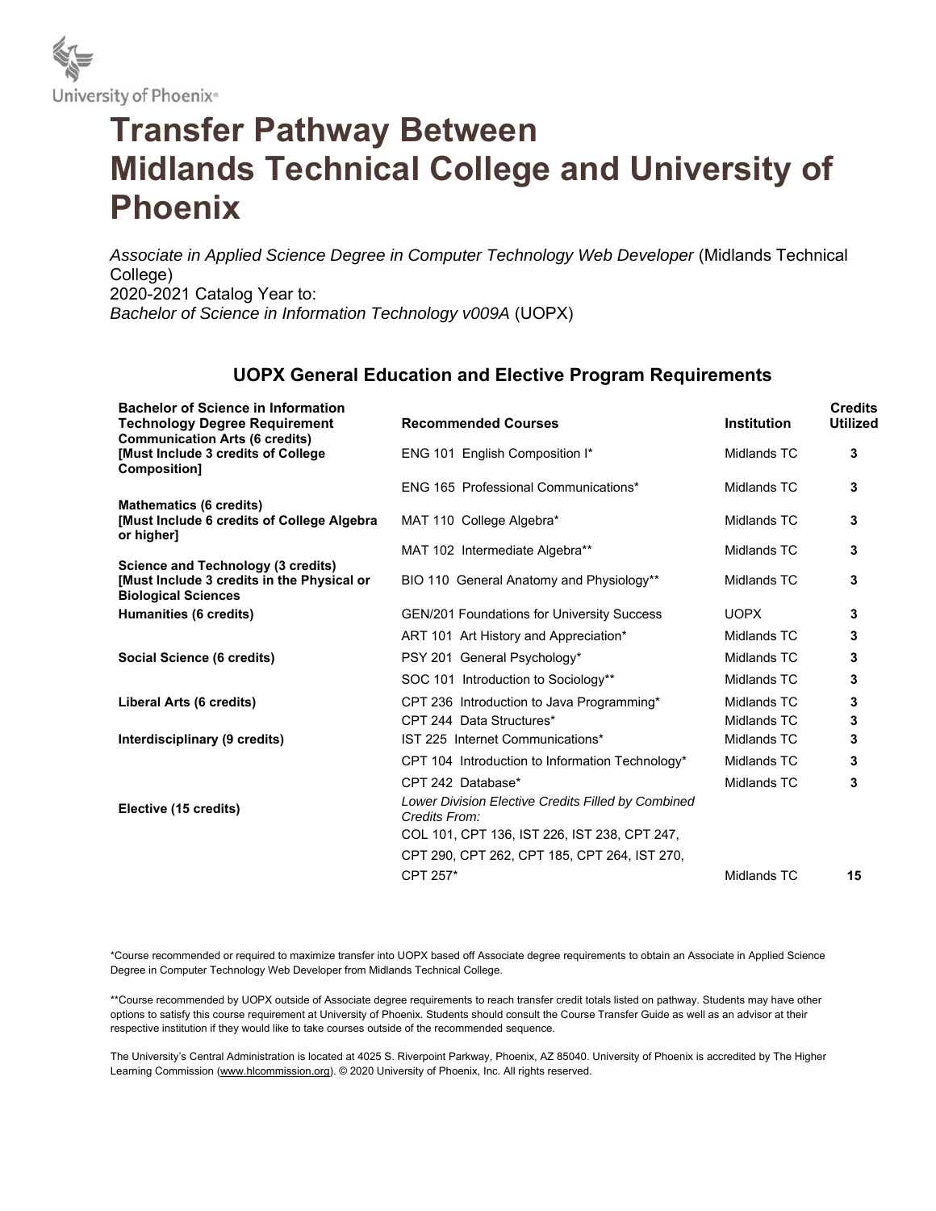University of Phoenix®

# Transfer Pathway Between Midlands Technical College and University of Phoenix

*Associate in Applied Science Degree in Computer Technology Web Developer* (Midlands Technical College)
2020-2021 Catalog Year to:
*Bachelor of Science in Information Technology v009A* (UOPX)

## UOPX General Education and Elective Program Requirements

| Bachelor of Science in Information Technology Degree Requirement | Recommended Courses | Institution | Credits Utilized |
|---|---|---|---|
| **Communication Arts (6 credits) [Must Include 3 credits of College Composition]** | ENG 101 English Composition I* | Midlands TC | 3 |
| | ENG 165 Professional Communications* | Midlands TC | 3 |
| **Mathematics (6 credits) [Must Include 6 credits of College Algebra or higher]** | MAT 110 College Algebra* | Midlands TC | 3 |
| | MAT 102 Intermediate Algebra** | Midlands TC | 3 |
| **Science and Technology (3 credits) [Must Include 3 credits in the Physical or Biological Sciences** | BIO 110 General Anatomy and Physiology** | Midlands TC | 3 |
| **Humanities (6 credits)** | GEN/201 Foundations for University Success | UOPX | 3 |
| | ART 101 Art History and Appreciation* | Midlands TC | 3 |
| **Social Science (6 credits)** | PSY 201 General Psychology* | Midlands TC | 3 |
| | SOC 101 Introduction to Sociology** | Midlands TC | 3 |
| **Liberal Arts (6 credits)** | CPT 236 Introduction to Java Programming* | Midlands TC | 3 |
| | CPT 244 Data Structures* | Midlands TC | 3 |
| **Interdisciplinary (9 credits)** | IST 225 Internet Communications* | Midlands TC | 3 |
| | CPT 104 Introduction to Information Technology* | Midlands TC | 3 |
| | CPT 242 Database* | Midlands TC | 3 |
| **Elective (15 credits)** | *Lower Division Elective Credits Filled by Combined Credits From:* COL 101, CPT 136, IST 226, IST 238, CPT 247, CPT 290, CPT 262, CPT 185, CPT 264, IST 270, CPT 257* | Midlands TC | 15 |

*Course recommended or required to maximize transfer into UOPX based off Associate degree requirements to obtain an Associate in Applied Science Degree in Computer Technology Web Developer from Midlands Technical College.

**Course recommended by UOPX outside of Associate degree requirements to reach transfer credit totals listed on pathway. Students may have other options to satisfy this course requirement at University of Phoenix. Students should consult the Course Transfer Guide as well as an advisor at their respective institution if they would like to take courses outside of the recommended sequence.

The University's Central Administration is located at 4025 S. Riverpoint Parkway, Phoenix, AZ 85040. University of Phoenix is accredited by The Higher Learning Commission (www.hlcommission.org). © 2020 University of Phoenix, Inc. All rights reserved.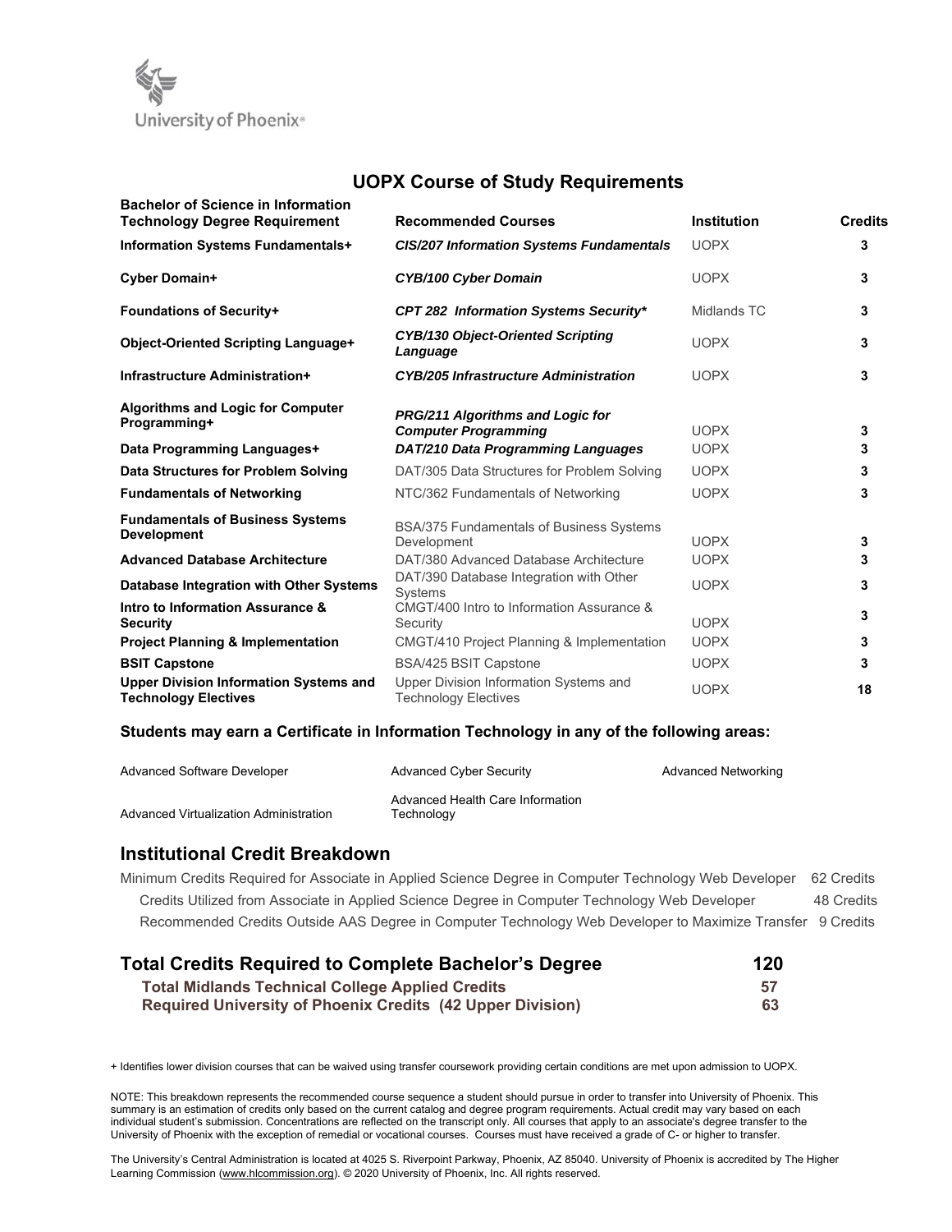University of Phoenix®

## UOPX Course of Study Requirements

| Bachelor of Science in Information Technology Degree Requirement | Recommended Courses | Institution | Credits |
|---|---|---|---|
| **Information Systems Fundamentals+** | ***CIS/207 Information Systems Fundamentals*** | UOPX | **3** |
| **Cyber Domain+** | ***CYB/100 Cyber Domain*** | UOPX | **3** |
| **Foundations of Security+** | ***CPT 282 Information Systems Security**** | Midlands TC | **3** |
| **Object-Oriented Scripting Language+** | ***CYB/130 Object-Oriented Scripting Language*** | UOPX | **3** |
| **Infrastructure Administration+** | ***CYB/205 Infrastructure Administration*** | UOPX | **3** |
| **Algorithms and Logic for Computer Programming+** | ***PRG/211 Algorithms and Logic for Computer Programming*** | UOPX | **3** |
| **Data Programming Languages+** | ***DAT/210 Data Programming Languages*** | UOPX | **3** |
| **Data Structures for Problem Solving** | DAT/305 Data Structures for Problem Solving | UOPX | **3** |
| **Fundamentals of Networking** | NTC/362 Fundamentals of Networking | UOPX | **3** |
| **Fundamentals of Business Systems Development** | BSA/375 Fundamentals of Business Systems Development | UOPX | **3** |
| **Advanced Database Architecture** | DAT/380 Advanced Database Architecture | UOPX | **3** |
| **Database Integration with Other Systems** | DAT/390 Database Integration with Other Systems | UOPX | **3** |
| **Intro to Information Assurance & Security** | CMGT/400 Intro to Information Assurance & Security | UOPX | **3** |
| **Project Planning & Implementation** | CMGT/410 Project Planning & Implementation | UOPX | **3** |
| **BSIT Capstone** | BSA/425 BSIT Capstone | UOPX | **3** |
| **Upper Division Information Systems and Technology Electives** | Upper Division Information Systems and Technology Electives | UOPX | **18** |

**Students may earn a Certificate in Information Technology in any of the following areas:**

| | | |
|---|---|---|
| Advanced Software Developer | Advanced Cyber Security | Advanced Networking |
| Advanced Virtualization Administration | Advanced Health Care Information Technology | |

## Institutional Credit Breakdown

| | |
|---|---|
| Minimum Credits Required for Associate in Applied Science Degree in Computer Technology Web Developer | 62 Credits |
| Credits Utilized from Associate in Applied Science Degree in Computer Technology Web Developer | 48 Credits |
| Recommended Credits Outside AAS Degree in Computer Technology Web Developer to Maximize Transfer | 9 Credits |

| | |
|---|---|
| **Total Credits Required to Complete Bachelor's Degree** | **120** |
| **Total Midlands Technical College Applied Credits** | **57** |
| **Required University of Phoenix Credits (42 Upper Division)** | **63** |

+ Identifies lower division courses that can be waived using transfer coursework providing certain conditions are met upon admission to UOPX.

NOTE: This breakdown represents the recommended course sequence a student should pursue in order to transfer into University of Phoenix. This summary is an estimation of credits only based on the current catalog and degree program requirements. Actual credit may vary based on each individual student's submission. Concentrations are reflected on the transcript only. All courses that apply to an associate's degree transfer to the University of Phoenix with the exception of remedial or vocational courses. Courses must have received a grade of C- or higher to transfer.

The University's Central Administration is located at 4025 S. Riverpoint Parkway, Phoenix, AZ 85040. University of Phoenix is accredited by The Higher Learning Commission (www.hlcommission.org). © 2020 University of Phoenix, Inc. All rights reserved.